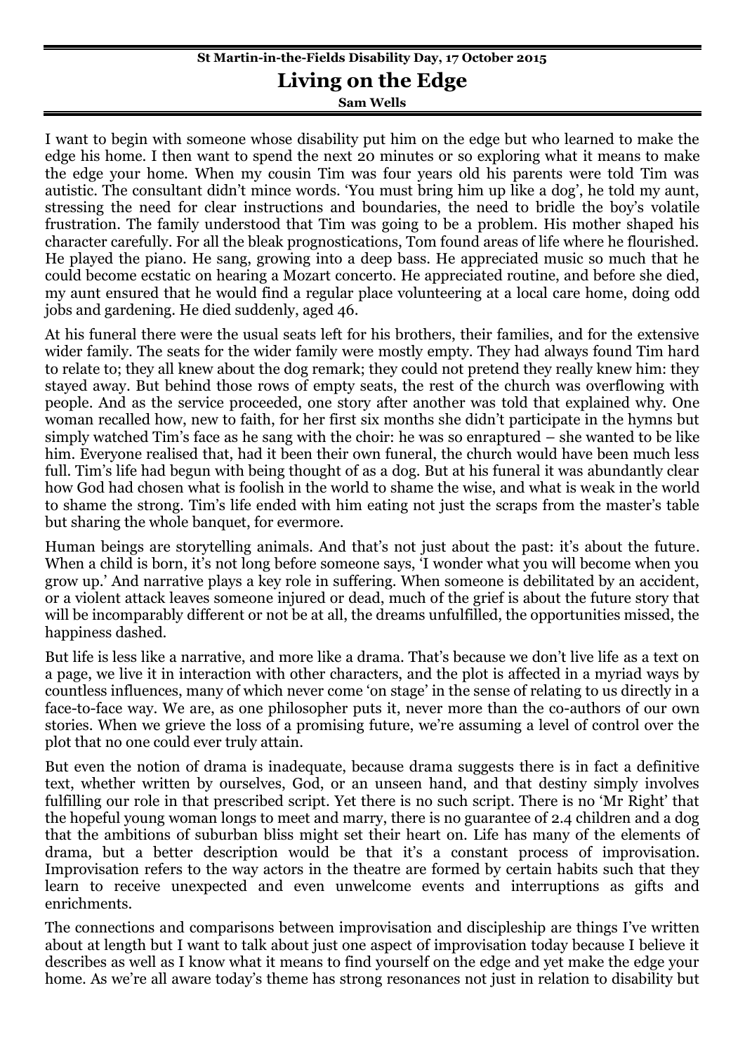**St Martin-in-the-Fields Disability Day, 17 October 2015**

# Living on the Edge

**Sam Wells**

I want to begin with someone whose disability put him on the edge but who learned to make the edge his home. I then want to spend the next 20 minutes or so exploring what it means to make the edge your home. When my cousin Tim was four years old his parents were told Tim was autistic. The consultant didn't mince words. 'You must bring him up like a dog', he told my aunt, stressing the need for clear instructions and boundaries, the need to bridle the boy's volatile frustration. The family understood that Tim was going to be a problem. His mother shaped his character carefully. For all the bleak prognostications, Tom found areas of life where he flourished. He played the piano. He sang, growing into a deep bass. He appreciated music so much that he could become ecstatic on hearing a Mozart concerto. He appreciated routine, and before she died, my aunt ensured that he would find a regular place volunteering at a local care home, doing odd jobs and gardening. He died suddenly, aged 46.

At his funeral there were the usual seats left for his brothers, their families, and for the extensive wider family. The seats for the wider family were mostly empty. They had always found Tim hard to relate to; they all knew about the dog remark; they could not pretend they really knew him: they stayed away. But behind those rows of empty seats, the rest of the church was overflowing with people. And as the service proceeded, one story after another was told that explained why. One woman recalled how, new to faith, for her first six months she didn't participate in the hymns but simply watched Tim's face as he sang with the choir: he was so enraptured – she wanted to be like him. Everyone realised that, had it been their own funeral, the church would have been much less full. Tim's life had begun with being thought of as a dog. But at his funeral it was abundantly clear how God had chosen what is foolish in the world to shame the wise, and what is weak in the world to shame the strong. Tim's life ended with him eating not just the scraps from the master's table but sharing the whole banquet, for evermore.

Human beings are storytelling animals. And that's not just about the past: it's about the future. When a child is born, it's not long before someone says, 'I wonder what you will become when you grow up.' And narrative plays a key role in suffering. When someone is debilitated by an accident, or a violent attack leaves someone injured or dead, much of the grief is about the future story that will be incomparably different or not be at all, the dreams unfulfilled, the opportunities missed, the happiness dashed.

But life is less like a narrative, and more like a drama. That's because we don't live life as a text on a page, we live it in interaction with other characters, and the plot is affected in a myriad ways by countless influences, many of which never come 'on stage' in the sense of relating to us directly in a face-to-face way. We are, as one philosopher puts it, never more than the co-authors of our own stories. When we grieve the loss of a promising future, we're assuming a level of control over the plot that no one could ever truly attain.

But even the notion of drama is inadequate, because drama suggests there is in fact a definitive text, whether written by ourselves, God, or an unseen hand, and that destiny simply involves fulfilling our role in that prescribed script. Yet there is no such script. There is no 'Mr Right' that the hopeful young woman longs to meet and marry, there is no guarantee of 2.4 children and a dog that the ambitions of suburban bliss might set their heart on. Life has many of the elements of drama, but a better description would be that it's a constant process of improvisation. Improvisation refers to the way actors in the theatre are formed by certain habits such that they learn to receive unexpected and even unwelcome events and interruptions as gifts and enrichments.

The connections and comparisons between improvisation and discipleship are things I've written about at length but I want to talk about just one aspect of improvisation today because I believe it describes as well as I know what it means to find yourself on the edge and yet make the edge your home. As we're all aware today's theme has strong resonances not just in relation to disability but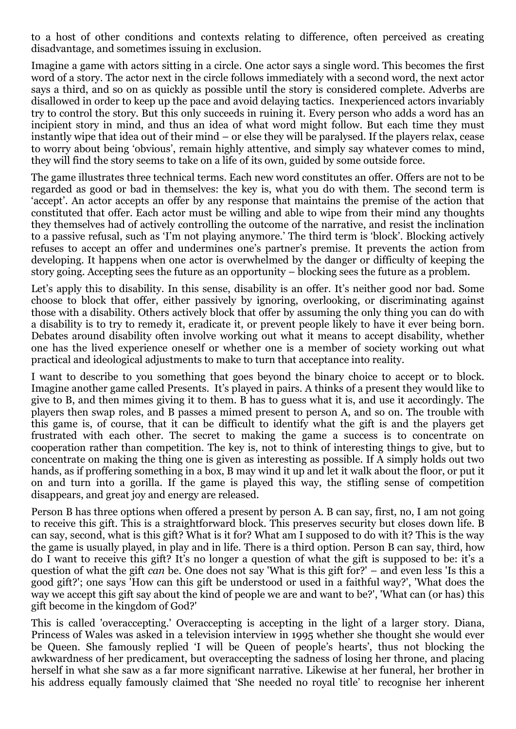to a host of other conditions and contexts relating to difference, often perceived as creating disadvantage, and sometimes issuing in exclusion.

Imagine a game with actors sitting in a circle. One actor says a single word. This becomes the first word of a story. The actor next in the circle follows immediately with a second word, the next actor says a third, and so on as quickly as possible until the story is considered complete. Adverbs are disallowed in order to keep up the pace and avoid delaying tactics. Inexperienced actors invariably try to control the story. But this only succeeds in ruining it. Every person who adds a word has an incipient story in mind, and thus an idea of what word might follow. But each time they must instantly wipe that idea out of their mind – or else they will be paralysed. If the players relax, cease to worry about being 'obvious', remain highly attentive, and simply say whatever comes to mind, they will find the story seems to take on a life of its own, guided by some outside force.

The game illustrates three technical terms. Each new word constitutes an offer. Offers are not to be regarded as good or bad in themselves: the key is, what you do with them. The second term is 'accept'. An actor accepts an offer by any response that maintains the premise of the action that constituted that offer. Each actor must be willing and able to wipe from their mind any thoughts they themselves had of actively controlling the outcome of the narrative, and resist the inclination to a passive refusal, such as 'I'm not playing anymore.' The third term is 'block'. Blocking actively refuses to accept an offer and undermines one's partner's premise. It prevents the action from developing. It happens when one actor is overwhelmed by the danger or difficulty of keeping the story going. Accepting sees the future as an opportunity – blocking sees the future as a problem.

Let's apply this to disability. In this sense, disability is an offer. It's neither good nor bad. Some choose to block that offer, either passively by ignoring, overlooking, or discriminating against those with a disability. Others actively block that offer by assuming the only thing you can do with a disability is to try to remedy it, eradicate it, or prevent people likely to have it ever being born. Debates around disability often involve working out what it means to accept disability, whether one has the lived experience oneself or whether one is a member of society working out what practical and ideological adjustments to make to turn that acceptance into reality.

I want to describe to you something that goes beyond the binary choice to accept or to block. Imagine another game called Presents. It's played in pairs. A thinks of a present they would like to give to B, and then mimes giving it to them. B has to guess what it is, and use it accordingly. The players then swap roles, and B passes a mimed present to person A, and so on. The trouble with this game is, of course, that it can be difficult to identify what the gift is and the players get frustrated with each other. The secret to making the game a success is to concentrate on cooperation rather than competition. The key is, not to think of interesting things to give, but to concentrate on making the thing one is given as interesting as possible. If A simply holds out two hands, as if proffering something in a box, B may wind it up and let it walk about the floor, or put it on and turn into a gorilla. If the game is played this way, the stifling sense of competition disappears, and great joy and energy are released.

Person B has three options when offered a present by person A. B can say, first, no, I am not going to receive this gift. This is a straightforward block. This preserves security but closes down life. B can say, second, what is this gift? What is it for? What am I supposed to do with it? This is the way the game is usually played, in play and in life. There is a third option. Person B can say, third, how do I want to receive this gift? It's no longer a question of what the gift is supposed to be: it's a question of what the gift *can* be. One does not say 'What is this gift for?' – and even less 'Is this a good gift?'; one says 'How can this gift be understood or used in a faithful way?', 'What does the way we accept this gift say about the kind of people we are and want to be?', 'What can (or has) this gift become in the kingdom of God?'

This is called 'overaccepting.' Overaccepting is accepting in the light of a larger story. Diana, Princess of Wales was asked in a television interview in 1995 whether she thought she would ever be Queen. She famously replied 'I will be Queen of people's hearts', thus not blocking the awkwardness of her predicament, but overaccepting the sadness of losing her throne, and placing herself in what she saw as a far more significant narrative. Likewise at her funeral, her brother in his address equally famously claimed that 'She needed no royal title' to recognise her inherent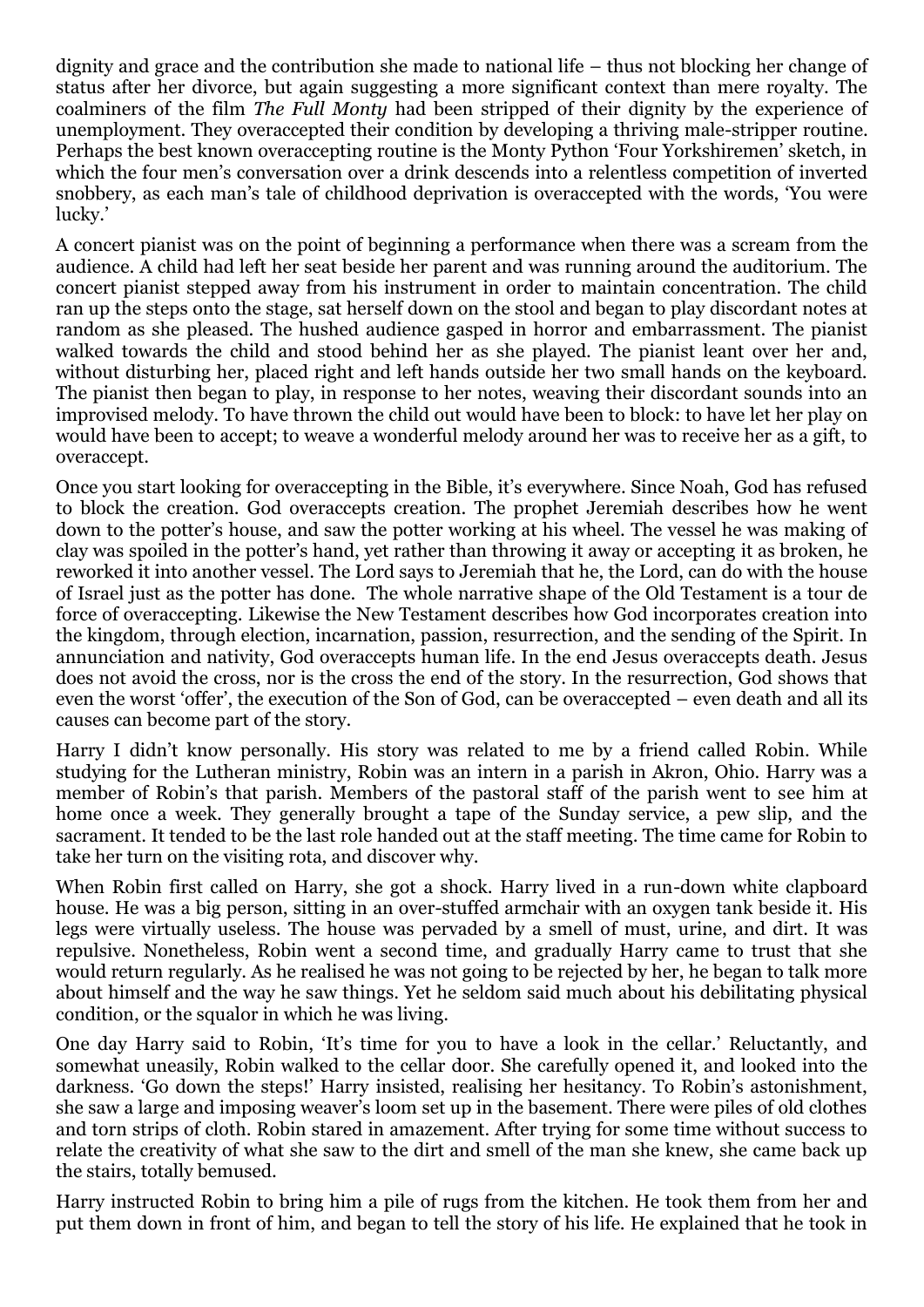dignity and grace and the contribution she made to national life – thus not blocking her change of status after her divorce, but again suggesting a more significant context than mere royalty. The coalminers of the film *The Full Monty* had been stripped of their dignity by the experience of unemployment. They overaccepted their condition by developing a thriving male-stripper routine. Perhaps the best known overaccepting routine is the Monty Python 'Four Yorkshiremen' sketch, in which the four men's conversation over a drink descends into a relentless competition of inverted snobbery, as each man's tale of childhood deprivation is overaccepted with the words, 'You were lucky.'

A concert pianist was on the point of beginning a performance when there was a scream from the audience. A child had left her seat beside her parent and was running around the auditorium. The concert pianist stepped away from his instrument in order to maintain concentration. The child ran up the steps onto the stage, sat herself down on the stool and began to play discordant notes at random as she pleased. The hushed audience gasped in horror and embarrassment. The pianist walked towards the child and stood behind her as she played. The pianist leant over her and, without disturbing her, placed right and left hands outside her two small hands on the keyboard. The pianist then began to play, in response to her notes, weaving their discordant sounds into an improvised melody. To have thrown the child out would have been to block: to have let her play on would have been to accept; to weave a wonderful melody around her was to receive her as a gift, to overaccept.

Once you start looking for overaccepting in the Bible, it's everywhere. Since Noah, God has refused to block the creation. God overaccepts creation. The prophet Jeremiah describes how he went down to the potter's house, and saw the potter working at his wheel. The vessel he was making of clay was spoiled in the potter's hand, yet rather than throwing it away or accepting it as broken, he reworked it into another vessel. The Lord says to Jeremiah that he, the Lord, can do with the house of Israel just as the potter has done. The whole narrative shape of the Old Testament is a tour de force of overaccepting. Likewise the New Testament describes how God incorporates creation into the kingdom, through election, incarnation, passion, resurrection, and the sending of the Spirit. In annunciation and nativity, God overaccepts human life. In the end Jesus overaccepts death. Jesus does not avoid the cross, nor is the cross the end of the story. In the resurrection, God shows that even the worst 'offer', the execution of the Son of God, can be overaccepted – even death and all its causes can become part of the story.

Harry I didn't know personally. His story was related to me by a friend called Robin. While studying for the Lutheran ministry, Robin was an intern in a parish in Akron, Ohio. Harry was a member of Robin's that parish. Members of the pastoral staff of the parish went to see him at home once a week. They generally brought a tape of the Sunday service, a pew slip, and the sacrament. It tended to be the last role handed out at the staff meeting. The time came for Robin to take her turn on the visiting rota, and discover why.

When Robin first called on Harry, she got a shock. Harry lived in a run-down white clapboard house. He was a big person, sitting in an over-stuffed armchair with an oxygen tank beside it. His legs were virtually useless. The house was pervaded by a smell of must, urine, and dirt. It was repulsive. Nonetheless, Robin went a second time, and gradually Harry came to trust that she would return regularly. As he realised he was not going to be rejected by her, he began to talk more about himself and the way he saw things. Yet he seldom said much about his debilitating physical condition, or the squalor in which he was living.

One day Harry said to Robin, 'It's time for you to have a look in the cellar.' Reluctantly, and somewhat uneasily, Robin walked to the cellar door. She carefully opened it, and looked into the darkness. 'Go down the steps!' Harry insisted, realising her hesitancy. To Robin's astonishment, she saw a large and imposing weaver's loom set up in the basement. There were piles of old clothes and torn strips of cloth. Robin stared in amazement. After trying for some time without success to relate the creativity of what she saw to the dirt and smell of the man she knew, she came back up the stairs, totally bemused.

Harry instructed Robin to bring him a pile of rugs from the kitchen. He took them from her and put them down in front of him, and began to tell the story of his life. He explained that he took in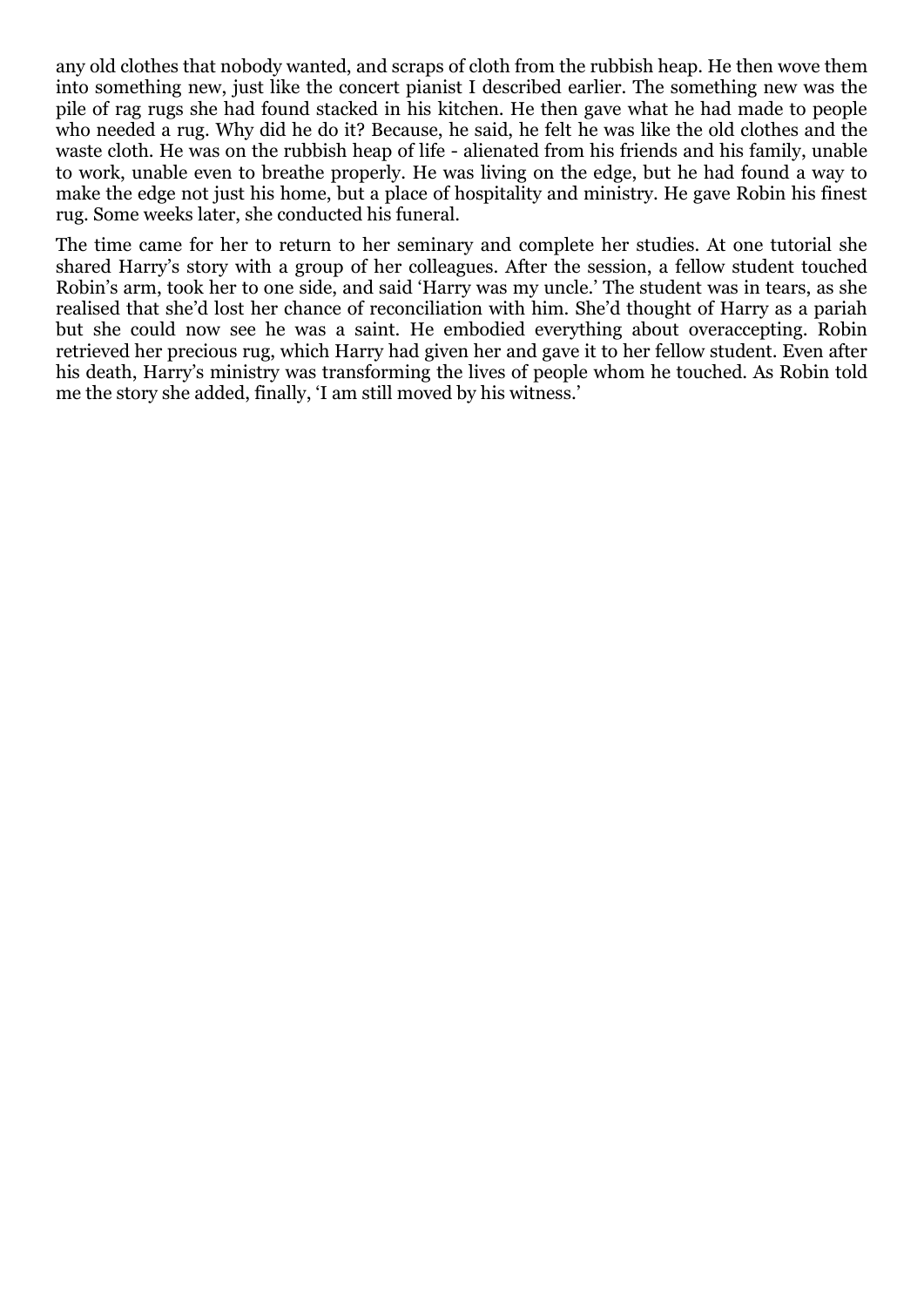any old clothes that nobody wanted, and scraps of cloth from the rubbish heap. He then wove them into something new, just like the concert pianist I described earlier. The something new was the pile of rag rugs she had found stacked in his kitchen. He then gave what he had made to people who needed a rug. Why did he do it? Because, he said, he felt he was like the old clothes and the waste cloth. He was on the rubbish heap of life - alienated from his friends and his family, unable to work, unable even to breathe properly. He was living on the edge, but he had found a way to make the edge not just his home, but a place of hospitality and ministry. He gave Robin his finest rug. Some weeks later, she conducted his funeral.

The time came for her to return to her seminary and complete her studies. At one tutorial she shared Harry's story with a group of her colleagues. After the session, a fellow student touched Robin's arm, took her to one side, and said 'Harry was my uncle.' The student was in tears, as she realised that she'd lost her chance of reconciliation with him. She'd thought of Harry as a pariah but she could now see he was a saint. He embodied everything about overaccepting. Robin retrieved her precious rug, which Harry had given her and gave it to her fellow student. Even after his death, Harry's ministry was transforming the lives of people whom he touched. As Robin told me the story she added, finally, 'I am still moved by his witness.'